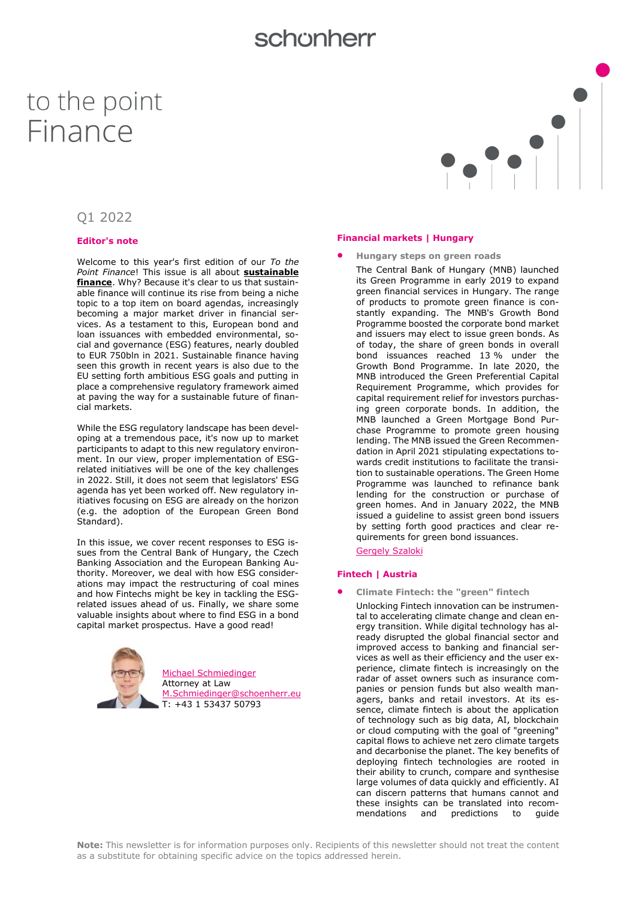schonherr

# to the point
# Finance

Q1 2022

## Editor's note

Welcome to this year's first edition of our *To the Point Finance*! This issue is all about **sustainable finance**. Why? Because it's clear to us that sustainable finance will continue its rise from being a niche topic to a top item on board agendas, increasingly becoming a major market driver in financial services. As a testament to this, European bond and loan issuances with embedded environmental, social and governance (ESG) features, nearly doubled to EUR 750bln in 2021. Sustainable finance having seen this growth in recent years is also due to the EU setting forth ambitious ESG goals and putting in place a comprehensive regulatory framework aimed at paving the way for a sustainable future of financial markets.

While the ESG regulatory landscape has been developing at a tremendous pace, it's now up to market participants to adapt to this new regulatory environment. In our view, proper implementation of ESG-related initiatives will be one of the key challenges in 2022. Still, it does not seem that legislators' ESG agenda has yet been worked off. New regulatory initiatives focusing on ESG are already on the horizon (e.g. the adoption of the European Green Bond Standard).

In this issue, we cover recent responses to ESG issues from the Central Bank of Hungary, the Czech Banking Association and the European Banking Authority. Moreover, we deal with how ESG considerations may impact the restructuring of coal mines and how Fintechs might be key in tackling the ESG-related issues ahead of us. Finally, we share some valuable insights about where to find ESG in a bond capital market prospectus. Have a good read!

Michael Schmiedinger
Attorney at Law
M.Schmiedinger@schoenherr.eu
T: +43 1 53437 50793

## Financial markets | Hungary

- **Hungary steps on green roads**

  The Central Bank of Hungary (MNB) launched its Green Programme in early 2019 to expand green financial services in Hungary. The range of products to promote green finance is constantly expanding. The MNB's Growth Bond Programme boosted the corporate bond market and issuers may elect to issue green bonds. As of today, the share of green bonds in overall bond issuances reached 13 % under the Growth Bond Programme. In late 2020, the MNB introduced the Green Preferential Capital Requirement Programme, which provides for capital requirement relief for investors purchasing green corporate bonds. In addition, the MNB launched a Green Mortgage Bond Purchase Programme to promote green housing lending. The MNB issued the Green Recommendation in April 2021 stipulating expectations towards credit institutions to facilitate the transition to sustainable operations. The Green Home Programme was launched to refinance bank lending for the construction or purchase of green homes. And in January 2022, the MNB issued a guideline to assist green bond issuers by setting forth good practices and clear requirements for green bond issuances.

  Gergely Szaloki

## Fintech | Austria

- **Climate Fintech: the "green" fintech**

  Unlocking Fintech innovation can be instrumental to accelerating climate change and clean energy transition. While digital technology has already disrupted the global financial sector and improved access to banking and financial services as well as their efficiency and the user experience, climate fintech is increasingly on the radar of asset owners such as insurance companies or pension funds but also wealth managers, banks and retail investors. At its essence, climate fintech is about the application of technology such as big data, AI, blockchain or cloud computing with the goal of "greening" capital flows to achieve net zero climate targets and decarbonise the planet. The key benefits of deploying fintech technologies are rooted in their ability to crunch, compare and synthesise large volumes of data quickly and efficiently. AI can discern patterns that humans cannot and these insights can be translated into recommendations and predictions to guide

**Note:** This newsletter is for information purposes only. Recipients of this newsletter should not treat the content as a substitute for obtaining specific advice on the topics addressed herein.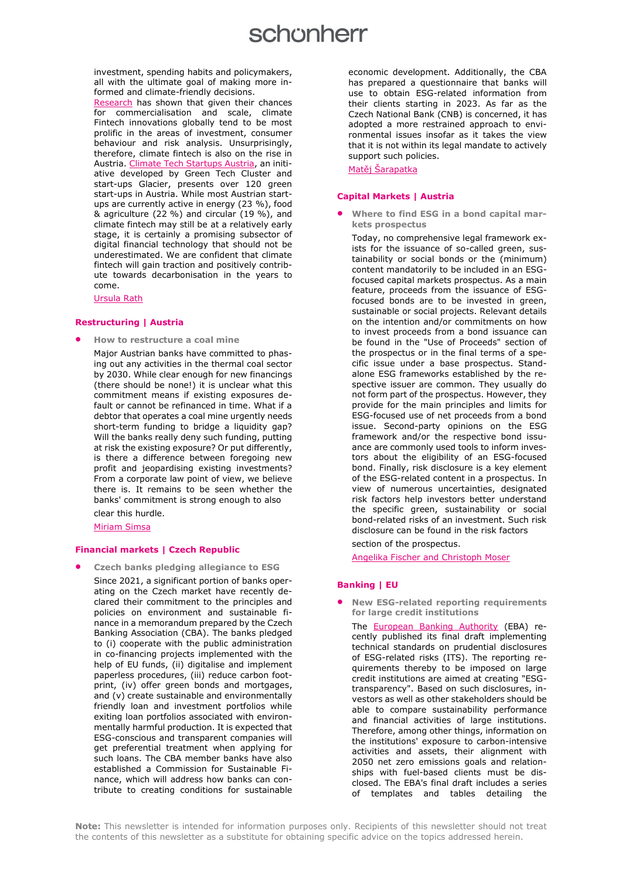investment, spending habits and policymakers, all with the ultimate goal of making more informed and climate-friendly decisions.

[Research](#) has shown that given their chances for commercialisation and scale, climate Fintech innovations globally tend to be most prolific in the areas of investment, consumer behaviour and risk analysis. Unsurprisingly, therefore, climate fintech is also on the rise in Austria. [Climate Tech Startups Austria](#), an initiative developed by Green Tech Cluster and start-ups Glacier, presents over 120 green start-ups in Austria. While most Austrian start-ups are currently active in energy (23 %), food & agriculture (22 %) and circular (19 %), and climate fintech may still be at a relatively early stage, it is certainly a promising subsector of digital financial technology that should not be underestimated. We are confident that climate fintech will gain traction and positively contribute towards decarbonisation in the years to come.

[Ursula Rath](#)

## Restructuring | Austria

- **How to restructure a coal mine**

Major Austrian banks have committed to phasing out any activities in the thermal coal sector by 2030. While clear enough for new financings (there should be none!) it is unclear what this commitment means if existing exposures default or cannot be refinanced in time. What if a debtor that operates a coal mine urgently needs short-term funding to bridge a liquidity gap? Will the banks really deny such funding, putting at risk the existing exposure? Or put differently, is there a difference between foregoing new profit and jeopardising existing investments? From a corporate law point of view, we believe there is. It remains to be seen whether the banks' commitment is strong enough to also clear this hurdle.

[Miriam Simsa](#)

## Financial markets | Czech Republic

- **Czech banks pledging allegiance to ESG**

Since 2021, a significant portion of banks operating on the Czech market have recently declared their commitment to the principles and policies on environment and sustainable finance in a memorandum prepared by the Czech Banking Association (CBA). The banks pledged to (i) cooperate with the public administration in co-financing projects implemented with the help of EU funds, (ii) digitalise and implement paperless procedures, (iii) reduce carbon footprint, (iv) offer green bonds and mortgages, and (v) create sustainable and environmentally friendly loan and investment portfolios while exiting loan portfolios associated with environmentally harmful production. It is expected that ESG-conscious and transparent companies will get preferential treatment when applying for such loans. The CBA member banks have also established a Commission for Sustainable Finance, which will address how banks can contribute to creating conditions for sustainable economic development. Additionally, the CBA has prepared a questionnaire that banks will use to obtain ESG-related information from their clients starting in 2023. As far as the Czech National Bank (CNB) is concerned, it has adopted a more restrained approach to environmental issues insofar as it takes the view that it is not within its legal mandate to actively support such policies.

[Matěj Šarapatka](#)

## Capital Markets | Austria

- **Where to find ESG in a bond capital markets prospectus**

Today, no comprehensive legal framework exists for the issuance of so-called green, sustainability or social bonds or the (minimum) content mandatorily to be included in an ESG-focused capital markets prospectus. As a main feature, proceeds from the issuance of ESG-focused bonds are to be invested in green, sustainable or social projects. Relevant details on the intention and/or commitments on how to invest proceeds from a bond issuance can be found in the "Use of Proceeds" section of the prospectus or in the final terms of a specific issue under a base prospectus. Standalone ESG frameworks established by the respective issuer are common. They usually do not form part of the prospectus. However, they provide for the main principles and limits for ESG-focused use of net proceeds from a bond issue. Second-party opinions on the ESG framework and/or the respective bond issuance are commonly used tools to inform investors about the eligibility of an ESG-focused bond. Finally, risk disclosure is a key element of the ESG-related content in a prospectus. In view of numerous uncertainties, designated risk factors help investors better understand the specific green, sustainability or social bond-related risks of an investment. Such risk disclosure can be found in the risk factors section of the prospectus.

[Angelika Fischer and Christoph Moser](#)

## Banking | EU

- **New ESG-related reporting requirements for large credit institutions**

The [European Banking Authority](#) (EBA) recently published its final draft implementing technical standards on prudential disclosures of ESG-related risks (ITS). The reporting requirements thereby to be imposed on large credit institutions are aimed at creating "ESG-transparency". Based on such disclosures, investors as well as other stakeholders should be able to compare sustainability performance and financial activities of large institutions. Therefore, among other things, information on the institutions' exposure to carbon-intensive activities and assets, their alignment with 2050 net zero emissions goals and relationships with fuel-based clients must be disclosed. The EBA's final draft includes a series of templates and tables detailing the

**Note:** This newsletter is intended for information purposes only. Recipients of this newsletter should not treat the contents of this newsletter as a substitute for obtaining specific advice on the topics addressed herein.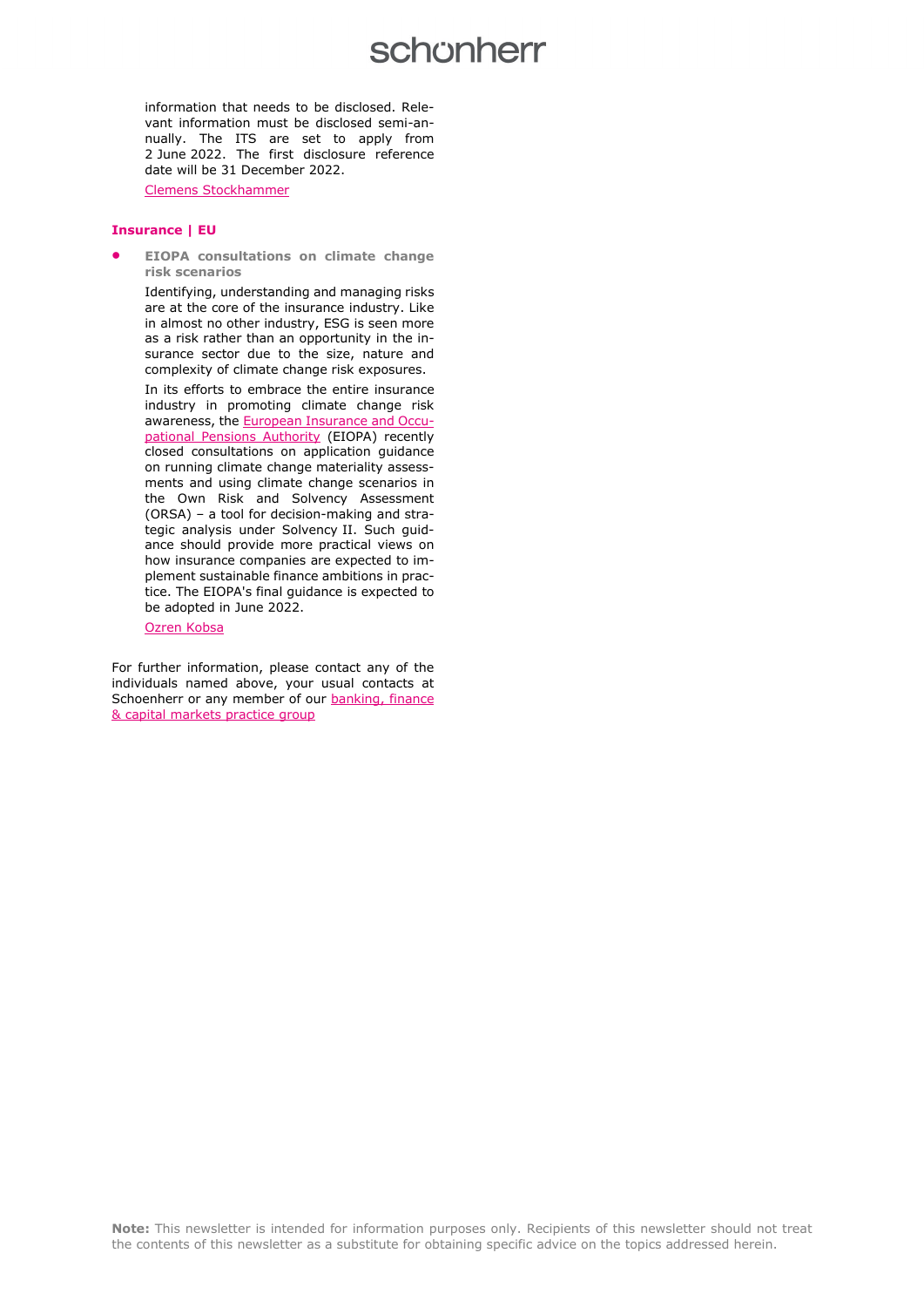information that needs to be disclosed. Relevant information must be disclosed semi-annually. The ITS are set to apply from 2 June 2022. The first disclosure reference date will be 31 December 2022.

Clemens Stockhammer

### Insurance | EU

- **EIOPA consultations on climate change risk scenarios**

  Identifying, understanding and managing risks are at the core of the insurance industry. Like in almost no other industry, ESG is seen more as a risk rather than an opportunity in the insurance sector due to the size, nature and complexity of climate change risk exposures.

  In its efforts to embrace the entire insurance industry in promoting climate change risk awareness, the European Insurance and Occupational Pensions Authority (EIOPA) recently closed consultations on application guidance on running climate change materiality assessments and using climate change scenarios in the Own Risk and Solvency Assessment (ORSA) – a tool for decision-making and strategic analysis under Solvency II. Such guidance should provide more practical views on how insurance companies are expected to implement sustainable finance ambitions in practice. The EIOPA's final guidance is expected to be adopted in June 2022.

  Ozren Kobsa

For further information, please contact any of the individuals named above, your usual contacts at Schoenherr or any member of our banking, finance & capital markets practice group

**Note:** This newsletter is intended for information purposes only. Recipients of this newsletter should not treat the contents of this newsletter as a substitute for obtaining specific advice on the topics addressed herein.